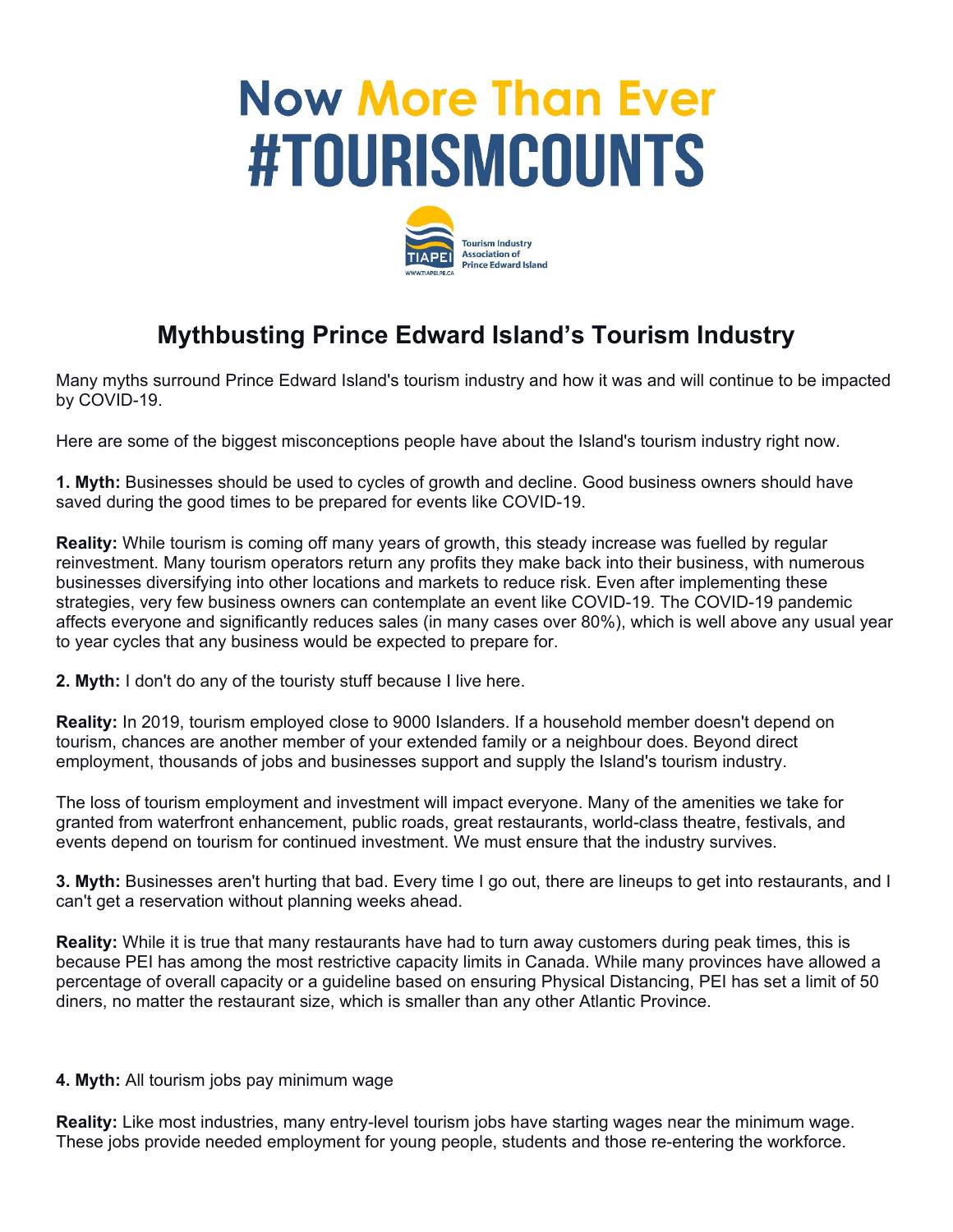# Now More Than Ever
# #TOURISMCOUNTS

TIAPEI
Tourism Industry Association of Prince Edward Island
WWW.TIAPEI.PE.CA

## Mythbusting Prince Edward Island's Tourism Industry

Many myths surround Prince Edward Island's tourism industry and how it was and will continue to be impacted by COVID-19.

Here are some of the biggest misconceptions people have about the Island's tourism industry right now.

**1. Myth:** Businesses should be used to cycles of growth and decline. Good business owners should have saved during the good times to be prepared for events like COVID-19.

**Reality:** While tourism is coming off many years of growth, this steady increase was fuelled by regular reinvestment. Many tourism operators return any profits they make back into their business, with numerous businesses diversifying into other locations and markets to reduce risk. Even after implementing these strategies, very few business owners can contemplate an event like COVID-19. The COVID-19 pandemic affects everyone and significantly reduces sales (in many cases over 80%), which is well above any usual year to year cycles that any business would be expected to prepare for.

**2. Myth:** I don't do any of the touristy stuff because I live here.

**Reality:** In 2019, tourism employed close to 9000 Islanders. If a household member doesn't depend on tourism, chances are another member of your extended family or a neighbour does. Beyond direct employment, thousands of jobs and businesses support and supply the Island's tourism industry.

The loss of tourism employment and investment will impact everyone. Many of the amenities we take for granted from waterfront enhancement, public roads, great restaurants, world-class theatre, festivals, and events depend on tourism for continued investment. We must ensure that the industry survives.

**3. Myth:** Businesses aren't hurting that bad. Every time I go out, there are lineups to get into restaurants, and I can't get a reservation without planning weeks ahead.

**Reality:** While it is true that many restaurants have had to turn away customers during peak times, this is because PEI has among the most restrictive capacity limits in Canada. While many provinces have allowed a percentage of overall capacity or a guideline based on ensuring Physical Distancing, PEI has set a limit of 50 diners, no matter the restaurant size, which is smaller than any other Atlantic Province.

**4. Myth:** All tourism jobs pay minimum wage

**Reality:** Like most industries, many entry-level tourism jobs have starting wages near the minimum wage. These jobs provide needed employment for young people, students and those re-entering the workforce.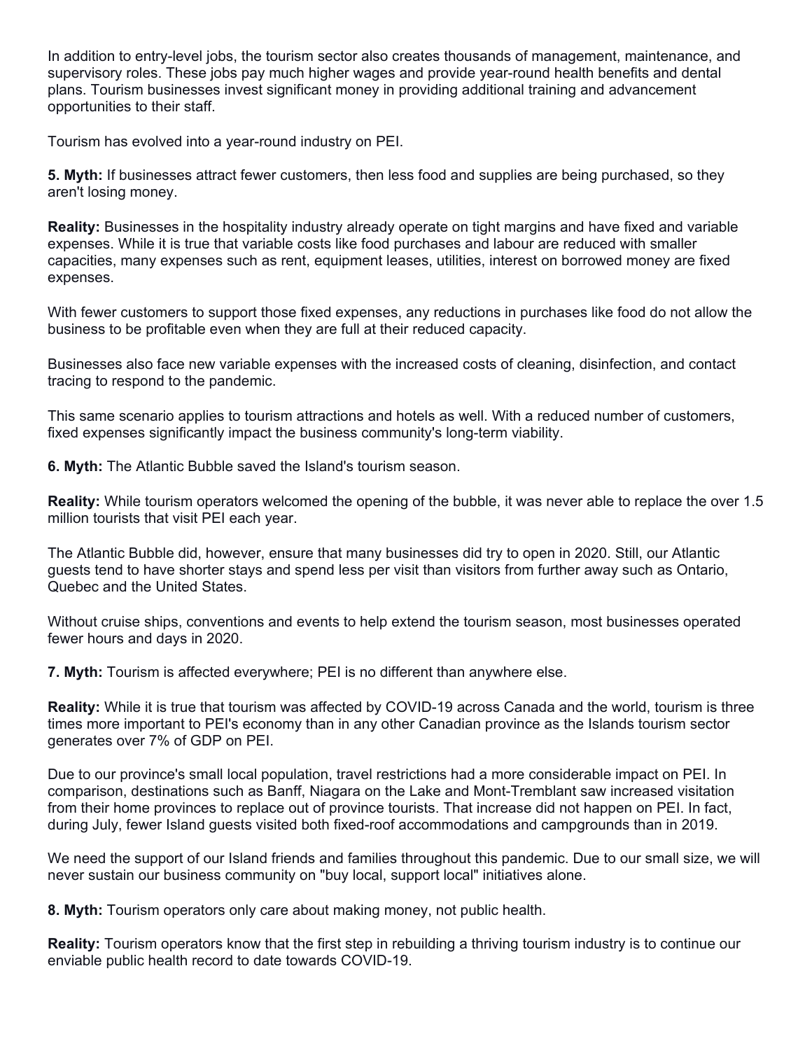In addition to entry-level jobs, the tourism sector also creates thousands of management, maintenance, and supervisory roles. These jobs pay much higher wages and provide year-round health benefits and dental plans. Tourism businesses invest significant money in providing additional training and advancement opportunities to their staff.

Tourism has evolved into a year-round industry on PEI.

**5. Myth:** If businesses attract fewer customers, then less food and supplies are being purchased, so they aren't losing money.

**Reality:** Businesses in the hospitality industry already operate on tight margins and have fixed and variable expenses. While it is true that variable costs like food purchases and labour are reduced with smaller capacities, many expenses such as rent, equipment leases, utilities, interest on borrowed money are fixed expenses.

With fewer customers to support those fixed expenses, any reductions in purchases like food do not allow the business to be profitable even when they are full at their reduced capacity.

Businesses also face new variable expenses with the increased costs of cleaning, disinfection, and contact tracing to respond to the pandemic.

This same scenario applies to tourism attractions and hotels as well. With a reduced number of customers, fixed expenses significantly impact the business community's long-term viability.

**6. Myth:** The Atlantic Bubble saved the Island's tourism season.

**Reality:** While tourism operators welcomed the opening of the bubble, it was never able to replace the over 1.5 million tourists that visit PEI each year.

The Atlantic Bubble did, however, ensure that many businesses did try to open in 2020. Still, our Atlantic guests tend to have shorter stays and spend less per visit than visitors from further away such as Ontario, Quebec and the United States.

Without cruise ships, conventions and events to help extend the tourism season, most businesses operated fewer hours and days in 2020.

**7. Myth:** Tourism is affected everywhere; PEI is no different than anywhere else.

**Reality:** While it is true that tourism was affected by COVID-19 across Canada and the world, tourism is three times more important to PEI's economy than in any other Canadian province as the Islands tourism sector generates over 7% of GDP on PEI.

Due to our province's small local population, travel restrictions had a more considerable impact on PEI. In comparison, destinations such as Banff, Niagara on the Lake and Mont-Tremblant saw increased visitation from their home provinces to replace out of province tourists. That increase did not happen on PEI. In fact, during July, fewer Island guests visited both fixed-roof accommodations and campgrounds than in 2019.

We need the support of our Island friends and families throughout this pandemic. Due to our small size, we will never sustain our business community on "buy local, support local" initiatives alone.

**8. Myth:** Tourism operators only care about making money, not public health.

**Reality:** Tourism operators know that the first step in rebuilding a thriving tourism industry is to continue our enviable public health record to date towards COVID-19.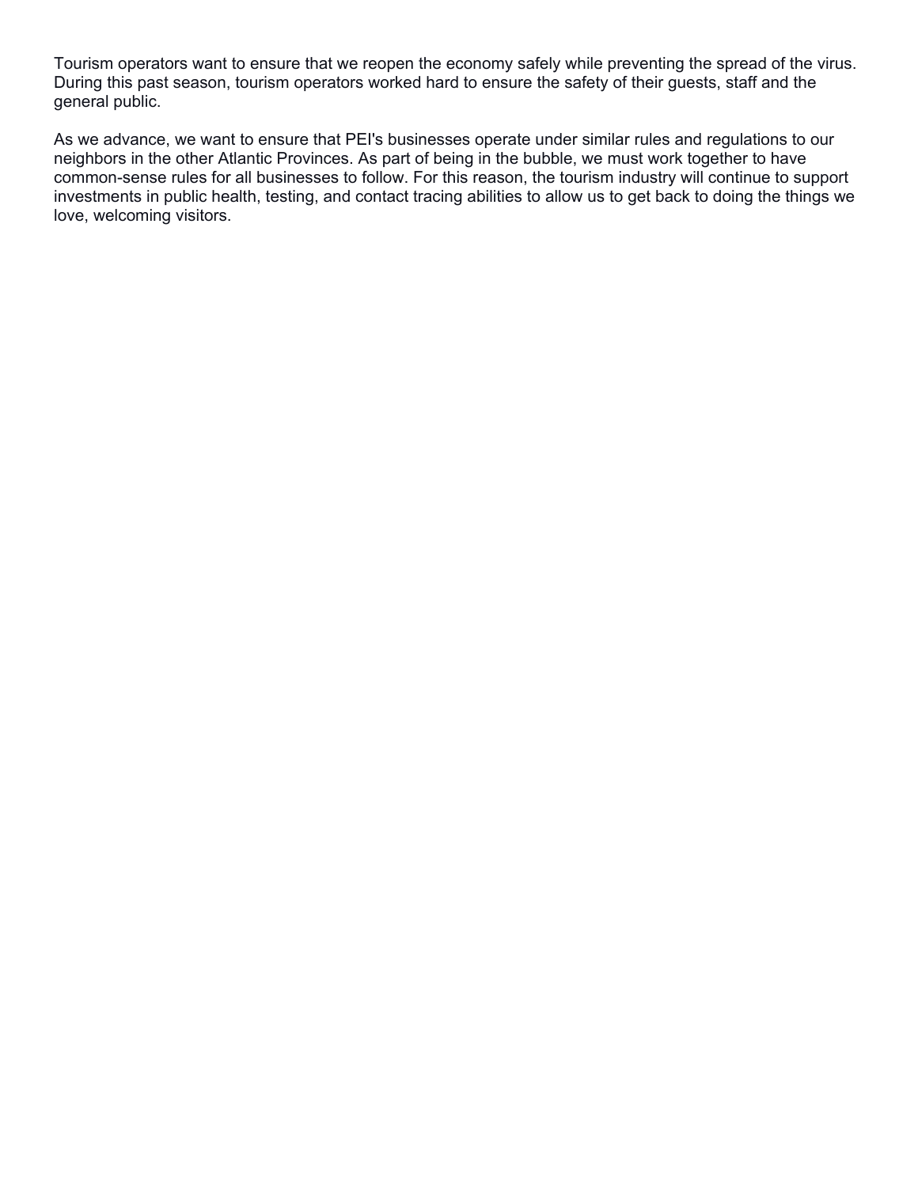Tourism operators want to ensure that we reopen the economy safely while preventing the spread of the virus. During this past season, tourism operators worked hard to ensure the safety of their guests, staff and the general public.

As we advance, we want to ensure that PEI's businesses operate under similar rules and regulations to our neighbors in the other Atlantic Provinces. As part of being in the bubble, we must work together to have common-sense rules for all businesses to follow. For this reason, the tourism industry will continue to support investments in public health, testing, and contact tracing abilities to allow us to get back to doing the things we love, welcoming visitors.